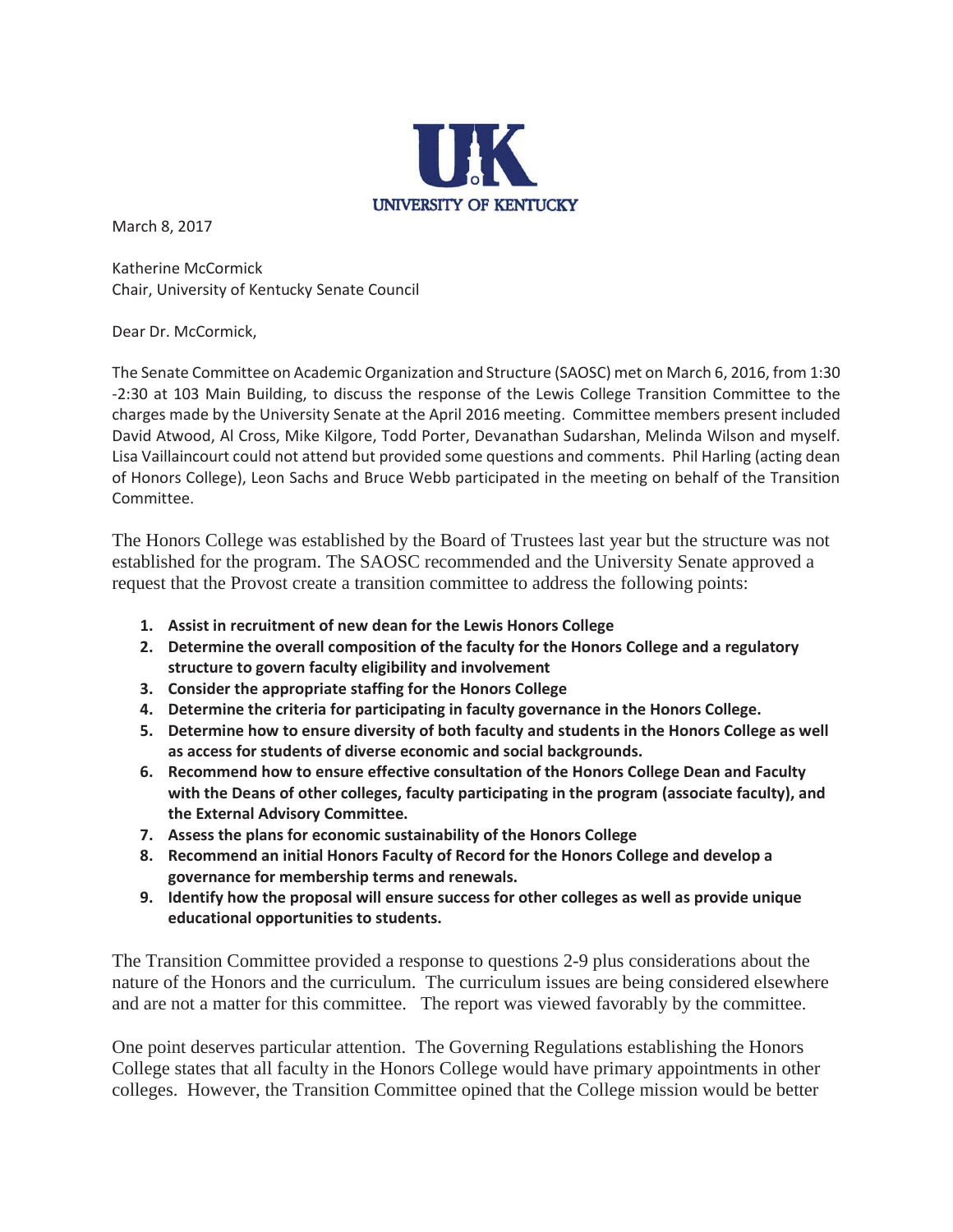UNIVERSITY OF KENTUCKY

March 8, 2017

Katherine McCormick
Chair, University of Kentucky Senate Council

Dear Dr. McCormick,

The Senate Committee on Academic Organization and Structure (SAOSC) met on March 6, 2016, from 1:30 -2:30 at 103 Main Building, to discuss the response of the Lewis College Transition Committee to the charges made by the University Senate at the April 2016 meeting. Committee members present included David Atwood, Al Cross, Mike Kilgore, Todd Porter, Devanathan Sudarshan, Melinda Wilson and myself. Lisa Vaillaincourt could not attend but provided some questions and comments. Phil Harling (acting dean of Honors College), Leon Sachs and Bruce Webb participated in the meeting on behalf of the Transition Committee.

The Honors College was established by the Board of Trustees last year but the structure was not established for the program. The SAOSC recommended and the University Senate approved a request that the Provost create a transition committee to address the following points:

1. **Assist in recruitment of new dean for the Lewis Honors College**
2. **Determine the overall composition of the faculty for the Honors College and a regulatory structure to govern faculty eligibility and involvement**
3. **Consider the appropriate staffing for the Honors College**
4. **Determine the criteria for participating in faculty governance in the Honors College.**
5. **Determine how to ensure diversity of both faculty and students in the Honors College as well as access for students of diverse economic and social backgrounds.**
6. **Recommend how to ensure effective consultation of the Honors College Dean and Faculty with the Deans of other colleges, faculty participating in the program (associate faculty), and the External Advisory Committee.**
7. **Assess the plans for economic sustainability of the Honors College**
8. **Recommend an initial Honors Faculty of Record for the Honors College and develop a governance for membership terms and renewals.**
9. **Identify how the proposal will ensure success for other colleges as well as provide unique educational opportunities to students.**

The Transition Committee provided a response to questions 2-9 plus considerations about the nature of the Honors and the curriculum. The curriculum issues are being considered elsewhere and are not a matter for this committee. The report was viewed favorably by the committee.

One point deserves particular attention. The Governing Regulations establishing the Honors College states that all faculty in the Honors College would have primary appointments in other colleges. However, the Transition Committee opined that the College mission would be better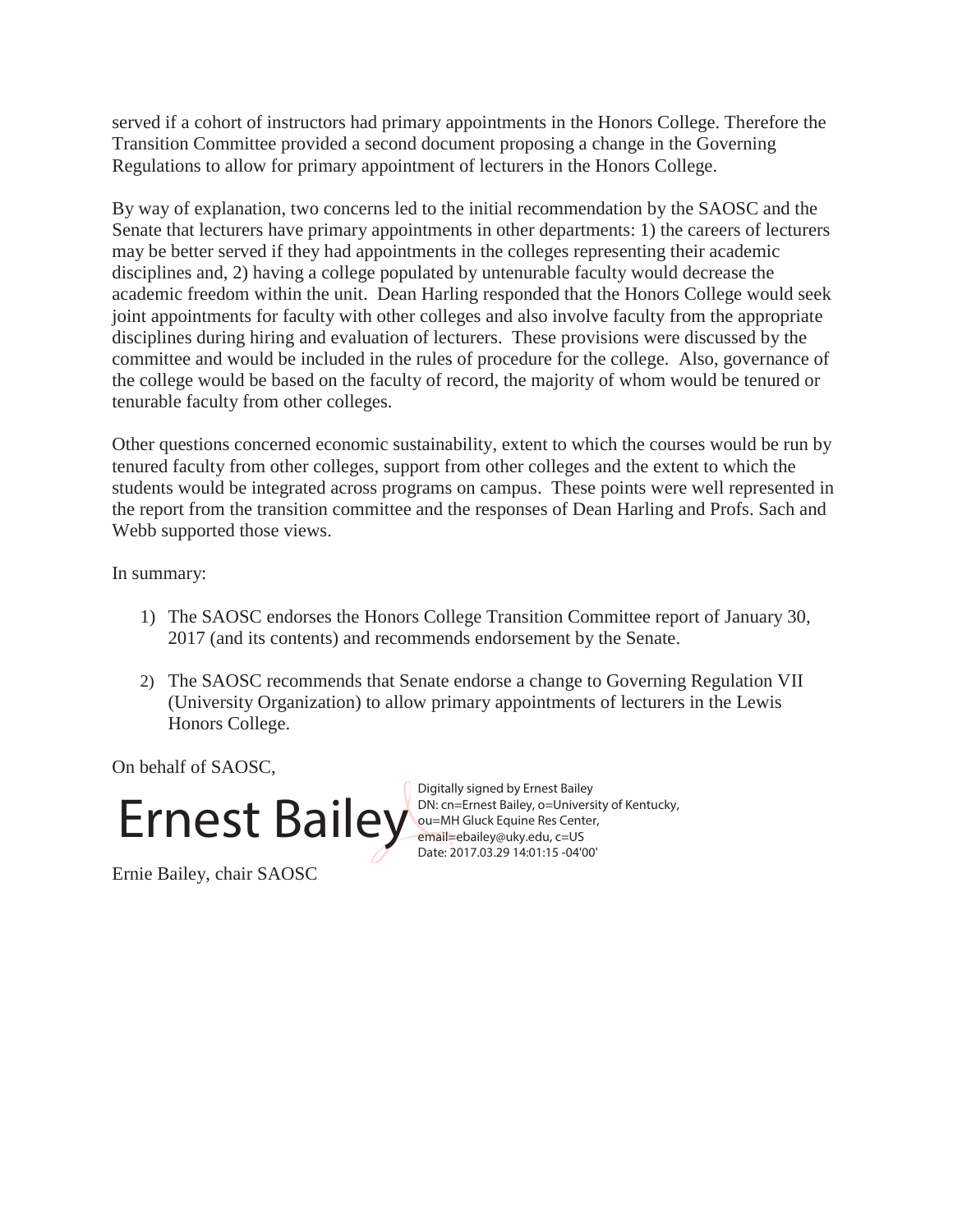served if a cohort of instructors had primary appointments in the Honors College. Therefore the Transition Committee provided a second document proposing a change in the Governing Regulations to allow for primary appointment of lecturers in the Honors College.

By way of explanation, two concerns led to the initial recommendation by the SAOSC and the Senate that lecturers have primary appointments in other departments: 1) the careers of lecturers may be better served if they had appointments in the colleges representing their academic disciplines and, 2) having a college populated by untenurable faculty would decrease the academic freedom within the unit. Dean Harling responded that the Honors College would seek joint appointments for faculty with other colleges and also involve faculty from the appropriate disciplines during hiring and evaluation of lecturers. These provisions were discussed by the committee and would be included in the rules of procedure for the college. Also, governance of the college would be based on the faculty of record, the majority of whom would be tenured or tenurable faculty from other colleges.

Other questions concerned economic sustainability, extent to which the courses would be run by tenured faculty from other colleges, support from other colleges and the extent to which the students would be integrated across programs on campus. These points were well represented in the report from the transition committee and the responses of Dean Harling and Profs. Sach and Webb supported those views.

In summary:

1) The SAOSC endorses the Honors College Transition Committee report of January 30, 2017 (and its contents) and recommends endorsement by the Senate.

2) The SAOSC recommends that Senate endorse a change to Governing Regulation VII (University Organization) to allow primary appointments of lecturers in the Lewis Honors College.

On behalf of SAOSC,

Ernest Bailey

Digitally signed by Ernest Bailey
DN: cn=Ernest Bailey, o=University of Kentucky, ou=MH Gluck Equine Res Center, email=ebailey@uky.edu, c=US
Date: 2017.03.29 14:01:15 -04'00'

Ernie Bailey, chair SAOSC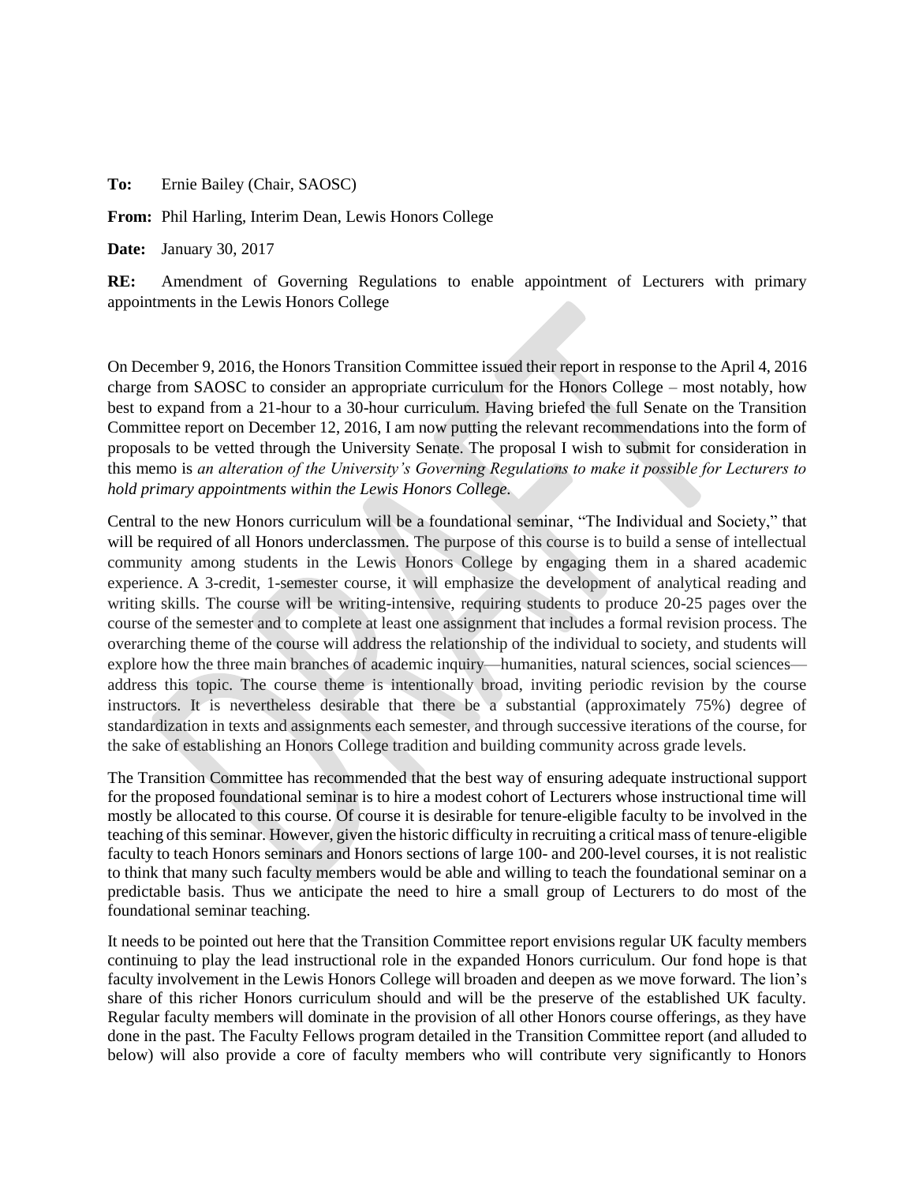**To:** Ernie Bailey (Chair, SAOSC)

**From:** Phil Harling, Interim Dean, Lewis Honors College

**Date:** January 30, 2017

**RE:** Amendment of Governing Regulations to enable appointment of Lecturers with primary appointments in the Lewis Honors College

On December 9, 2016, the Honors Transition Committee issued their report in response to the April 4, 2016 charge from SAOSC to consider an appropriate curriculum for the Honors College – most notably, how best to expand from a 21-hour to a 30-hour curriculum. Having briefed the full Senate on the Transition Committee report on December 12, 2016, I am now putting the relevant recommendations into the form of proposals to be vetted through the University Senate. The proposal I wish to submit for consideration in this memo is *an alteration of the University's Governing Regulations to make it possible for Lecturers to hold primary appointments within the Lewis Honors College.*

Central to the new Honors curriculum will be a foundational seminar, "The Individual and Society," that will be required of all Honors underclassmen. The purpose of this course is to build a sense of intellectual community among students in the Lewis Honors College by engaging them in a shared academic experience. A 3-credit, 1-semester course, it will emphasize the development of analytical reading and writing skills. The course will be writing-intensive, requiring students to produce 20-25 pages over the course of the semester and to complete at least one assignment that includes a formal revision process. The overarching theme of the course will address the relationship of the individual to society, and students will explore how the three main branches of academic inquiry—humanities, natural sciences, social sciences—address this topic. The course theme is intentionally broad, inviting periodic revision by the course instructors. It is nevertheless desirable that there be a substantial (approximately 75%) degree of standardization in texts and assignments each semester, and through successive iterations of the course, for the sake of establishing an Honors College tradition and building community across grade levels.

The Transition Committee has recommended that the best way of ensuring adequate instructional support for the proposed foundational seminar is to hire a modest cohort of Lecturers whose instructional time will mostly be allocated to this course. Of course it is desirable for tenure-eligible faculty to be involved in the teaching of this seminar. However, given the historic difficulty in recruiting a critical mass of tenure-eligible faculty to teach Honors seminars and Honors sections of large 100- and 200-level courses, it is not realistic to think that many such faculty members would be able and willing to teach the foundational seminar on a predictable basis. Thus we anticipate the need to hire a small group of Lecturers to do most of the foundational seminar teaching.

It needs to be pointed out here that the Transition Committee report envisions regular UK faculty members continuing to play the lead instructional role in the expanded Honors curriculum. Our fond hope is that faculty involvement in the Lewis Honors College will broaden and deepen as we move forward. The lion's share of this richer Honors curriculum should and will be the preserve of the established UK faculty. Regular faculty members will dominate in the provision of all other Honors course offerings, as they have done in the past. The Faculty Fellows program detailed in the Transition Committee report (and alluded to below) will also provide a core of faculty members who will contribute very significantly to Honors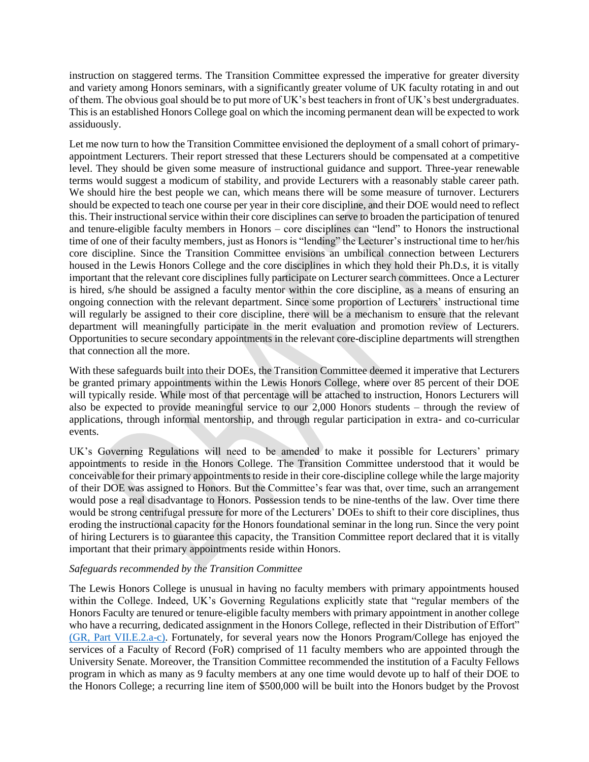instruction on staggered terms. The Transition Committee expressed the imperative for greater diversity and variety among Honors seminars, with a significantly greater volume of UK faculty rotating in and out of them. The obvious goal should be to put more of UK's best teachers in front of UK's best undergraduates. This is an established Honors College goal on which the incoming permanent dean will be expected to work assiduously.

Let me now turn to how the Transition Committee envisioned the deployment of a small cohort of primary-appointment Lecturers. Their report stressed that these Lecturers should be compensated at a competitive level. They should be given some measure of instructional guidance and support. Three-year renewable terms would suggest a modicum of stability, and provide Lecturers with a reasonably stable career path. We should hire the best people we can, which means there will be some measure of turnover. Lecturers should be expected to teach one course per year in their core discipline, and their DOE would need to reflect this. Their instructional service within their core disciplines can serve to broaden the participation of tenured and tenure-eligible faculty members in Honors – core disciplines can "lend" to Honors the instructional time of one of their faculty members, just as Honors is "lending" the Lecturer's instructional time to her/his core discipline. Since the Transition Committee envisions an umbilical connection between Lecturers housed in the Lewis Honors College and the core disciplines in which they hold their Ph.D.s, it is vitally important that the relevant core disciplines fully participate on Lecturer search committees. Once a Lecturer is hired, s/he should be assigned a faculty mentor within the core discipline, as a means of ensuring an ongoing connection with the relevant department. Since some proportion of Lecturers' instructional time will regularly be assigned to their core discipline, there will be a mechanism to ensure that the relevant department will meaningfully participate in the merit evaluation and promotion review of Lecturers. Opportunities to secure secondary appointments in the relevant core-discipline departments will strengthen that connection all the more.

With these safeguards built into their DOEs, the Transition Committee deemed it imperative that Lecturers be granted primary appointments within the Lewis Honors College, where over 85 percent of their DOE will typically reside. While most of that percentage will be attached to instruction, Honors Lecturers will also be expected to provide meaningful service to our 2,000 Honors students – through the review of applications, through informal mentorship, and through regular participation in extra- and co-curricular events.

UK's Governing Regulations will need to be amended to make it possible for Lecturers' primary appointments to reside in the Honors College. The Transition Committee understood that it would be conceivable for their primary appointments to reside in their core-discipline college while the large majority of their DOE was assigned to Honors. But the Committee's fear was that, over time, such an arrangement would pose a real disadvantage to Honors. Possession tends to be nine-tenths of the law. Over time there would be strong centrifugal pressure for more of the Lecturers' DOEs to shift to their core disciplines, thus eroding the instructional capacity for the Honors foundational seminar in the long run. Since the very point of hiring Lecturers is to guarantee this capacity, the Transition Committee report declared that it is vitally important that their primary appointments reside within Honors.

*Safeguards recommended by the Transition Committee*

The Lewis Honors College is unusual in having no faculty members with primary appointments housed within the College. Indeed, UK's Governing Regulations explicitly state that "regular members of the Honors Faculty are tenured or tenure-eligible faculty members with primary appointment in another college who have a recurring, dedicated assignment in the Honors College, reflected in their Distribution of Effort" (GR, Part VII.E.2.a-c). Fortunately, for several years now the Honors Program/College has enjoyed the services of a Faculty of Record (FoR) comprised of 11 faculty members who are appointed through the University Senate. Moreover, the Transition Committee recommended the institution of a Faculty Fellows program in which as many as 9 faculty members at any one time would devote up to half of their DOE to the Honors College; a recurring line item of $500,000 will be built into the Honors budget by the Provost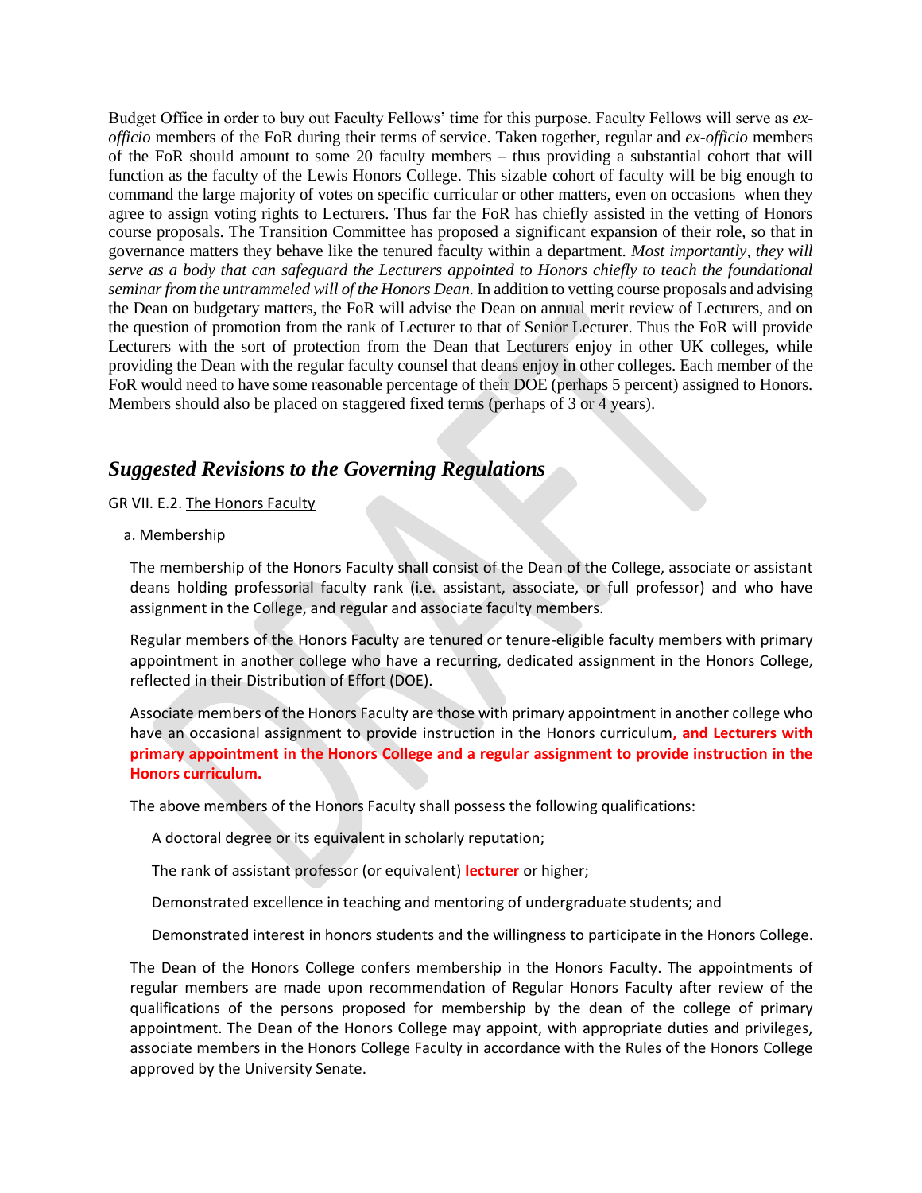Budget Office in order to buy out Faculty Fellows' time for this purpose. Faculty Fellows will serve as *ex-officio* members of the FoR during their terms of service. Taken together, regular and *ex-officio* members of the FoR should amount to some 20 faculty members – thus providing a substantial cohort that will function as the faculty of the Lewis Honors College. This sizable cohort of faculty will be big enough to command the large majority of votes on specific curricular or other matters, even on occasions when they agree to assign voting rights to Lecturers. Thus far the FoR has chiefly assisted in the vetting of Honors course proposals. The Transition Committee has proposed a significant expansion of their role, so that in governance matters they behave like the tenured faculty within a department. *Most importantly, they will serve as a body that can safeguard the Lecturers appointed to Honors chiefly to teach the foundational seminar from the untrammeled will of the Honors Dean.* In addition to vetting course proposals and advising the Dean on budgetary matters, the FoR will advise the Dean on annual merit review of Lecturers, and on the question of promotion from the rank of Lecturer to that of Senior Lecturer. Thus the FoR will provide Lecturers with the sort of protection from the Dean that Lecturers enjoy in other UK colleges, while providing the Dean with the regular faculty counsel that deans enjoy in other colleges. Each member of the FoR would need to have some reasonable percentage of their DOE (perhaps 5 percent) assigned to Honors. Members should also be placed on staggered fixed terms (perhaps of 3 or 4 years).

## *Suggested Revisions to the Governing Regulations*

GR VII. E.2. The Honors Faculty

a. Membership

The membership of the Honors Faculty shall consist of the Dean of the College, associate or assistant deans holding professorial faculty rank (i.e. assistant, associate, or full professor) and who have assignment in the College, and regular and associate faculty members.

Regular members of the Honors Faculty are tenured or tenure-eligible faculty members with primary appointment in another college who have a recurring, dedicated assignment in the Honors College, reflected in their Distribution of Effort (DOE).

Associate members of the Honors Faculty are those with primary appointment in another college who have an occasional assignment to provide instruction in the Honors curriculum**, and Lecturers with primary appointment in the Honors College and a regular assignment to provide instruction in the Honors curriculum.**

The above members of the Honors Faculty shall possess the following qualifications:

A doctoral degree or its equivalent in scholarly reputation;

The rank of ~~assistant professor (or equivalent)~~ **lecturer** or higher;

Demonstrated excellence in teaching and mentoring of undergraduate students; and

Demonstrated interest in honors students and the willingness to participate in the Honors College.

The Dean of the Honors College confers membership in the Honors Faculty. The appointments of regular members are made upon recommendation of Regular Honors Faculty after review of the qualifications of the persons proposed for membership by the dean of the college of primary appointment. The Dean of the Honors College may appoint, with appropriate duties and privileges, associate members in the Honors College Faculty in accordance with the Rules of the Honors College approved by the University Senate.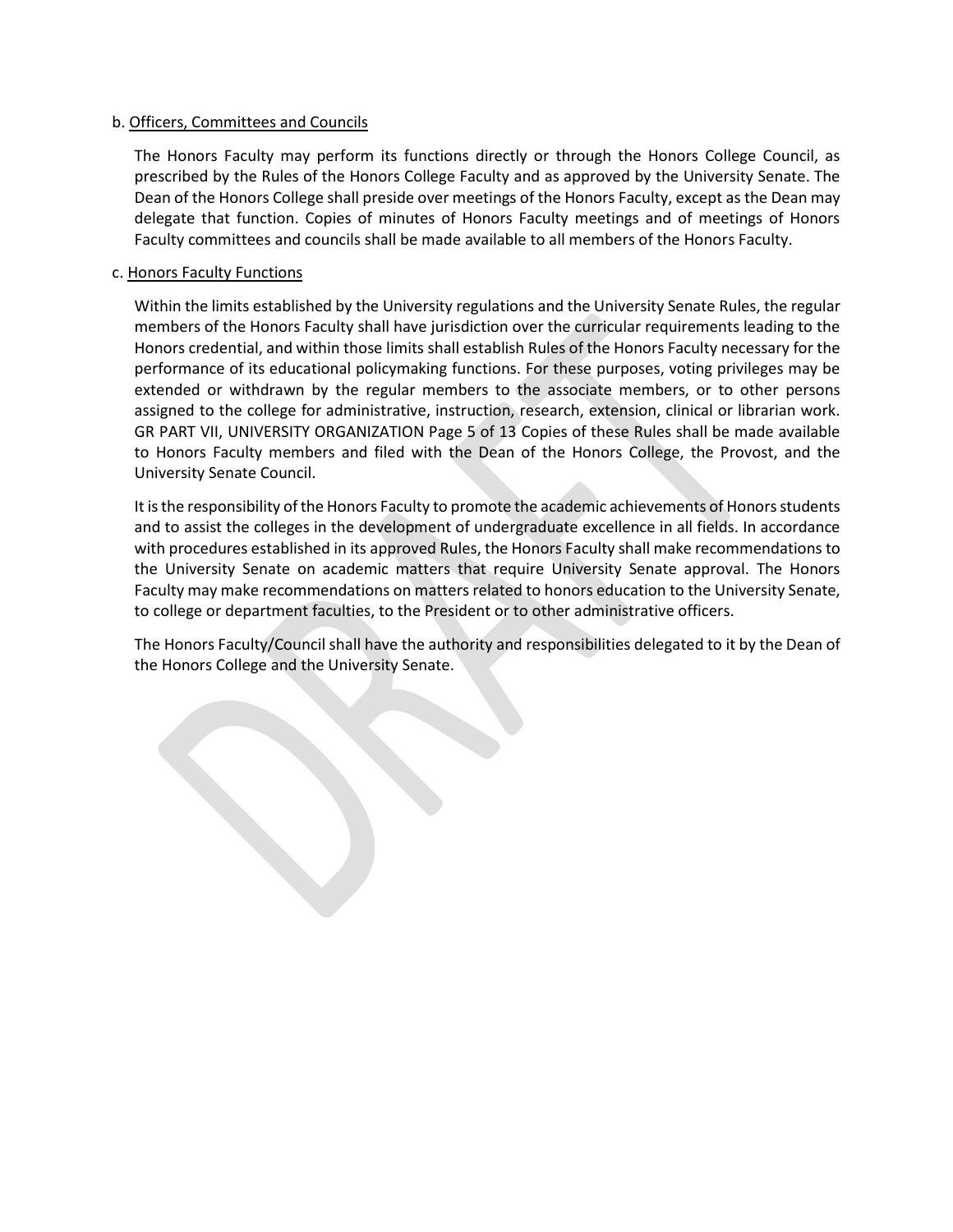b. Officers, Committees and Councils

The Honors Faculty may perform its functions directly or through the Honors College Council, as prescribed by the Rules of the Honors College Faculty and as approved by the University Senate. The Dean of the Honors College shall preside over meetings of the Honors Faculty, except as the Dean may delegate that function. Copies of minutes of Honors Faculty meetings and of meetings of Honors Faculty committees and councils shall be made available to all members of the Honors Faculty.

c. Honors Faculty Functions

Within the limits established by the University regulations and the University Senate Rules, the regular members of the Honors Faculty shall have jurisdiction over the curricular requirements leading to the Honors credential, and within those limits shall establish Rules of the Honors Faculty necessary for the performance of its educational policymaking functions. For these purposes, voting privileges may be extended or withdrawn by the regular members to the associate members, or to other persons assigned to the college for administrative, instruction, research, extension, clinical or librarian work. Copies of these Rules shall be made available to Honors Faculty members and filed with the Dean of the Honors College, the Provost, and the University Senate Council.

It is the responsibility of the Honors Faculty to promote the academic achievements of Honors students and to assist the colleges in the development of undergraduate excellence in all fields. In accordance with procedures established in its approved Rules, the Honors Faculty shall make recommendations to the University Senate on academic matters that require University Senate approval. The Honors Faculty may make recommendations on matters related to honors education to the University Senate, to college or department faculties, to the President or to other administrative officers.

The Honors Faculty/Council shall have the authority and responsibilities delegated to it by the Dean of the Honors College and the University Senate.